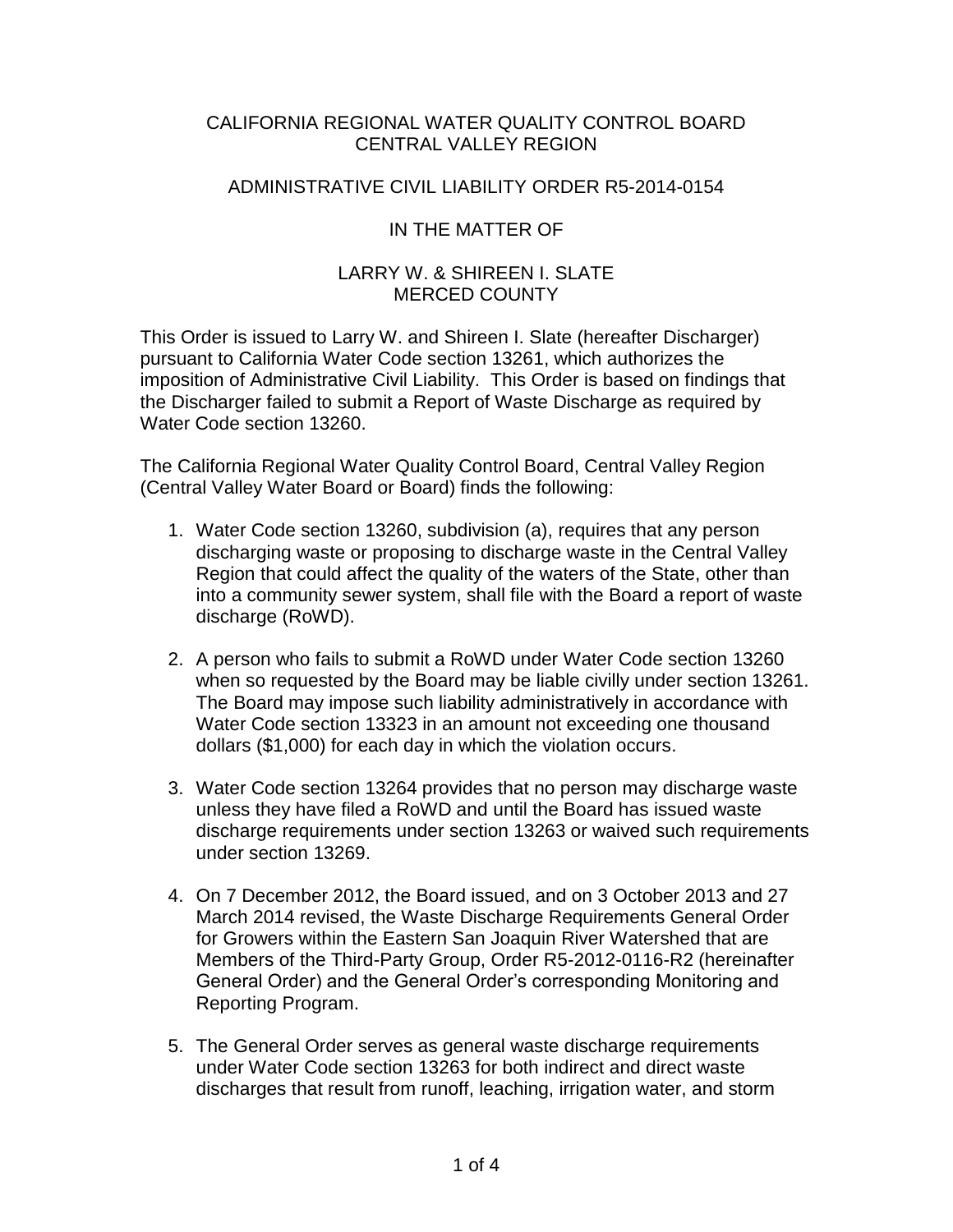CALIFORNIA REGIONAL WATER QUALITY CONTROL BOARD
CENTRAL VALLEY REGION

ADMINISTRATIVE CIVIL LIABILITY ORDER R5-2014-0154

IN THE MATTER OF

LARRY W. & SHIREEN I. SLATE
MERCED COUNTY

This Order is issued to Larry W. and Shireen I. Slate (hereafter Discharger) pursuant to California Water Code section 13261, which authorizes the imposition of Administrative Civil Liability. This Order is based on findings that the Discharger failed to submit a Report of Waste Discharge as required by Water Code section 13260.

The California Regional Water Quality Control Board, Central Valley Region (Central Valley Water Board or Board) finds the following:

1. Water Code section 13260, subdivision (a), requires that any person discharging waste or proposing to discharge waste in the Central Valley Region that could affect the quality of the waters of the State, other than into a community sewer system, shall file with the Board a report of waste discharge (RoWD).

2. A person who fails to submit a RoWD under Water Code section 13260 when so requested by the Board may be liable civilly under section 13261. The Board may impose such liability administratively in accordance with Water Code section 13323 in an amount not exceeding one thousand dollars ($1,000) for each day in which the violation occurs.

3. Water Code section 13264 provides that no person may discharge waste unless they have filed a RoWD and until the Board has issued waste discharge requirements under section 13263 or waived such requirements under section 13269.

4. On 7 December 2012, the Board issued, and on 3 October 2013 and 27 March 2014 revised, the Waste Discharge Requirements General Order for Growers within the Eastern San Joaquin River Watershed that are Members of the Third-Party Group, Order R5-2012-0116-R2 (hereinafter General Order) and the General Order's corresponding Monitoring and Reporting Program.

5. The General Order serves as general waste discharge requirements under Water Code section 13263 for both indirect and direct waste discharges that result from runoff, leaching, irrigation water, and storm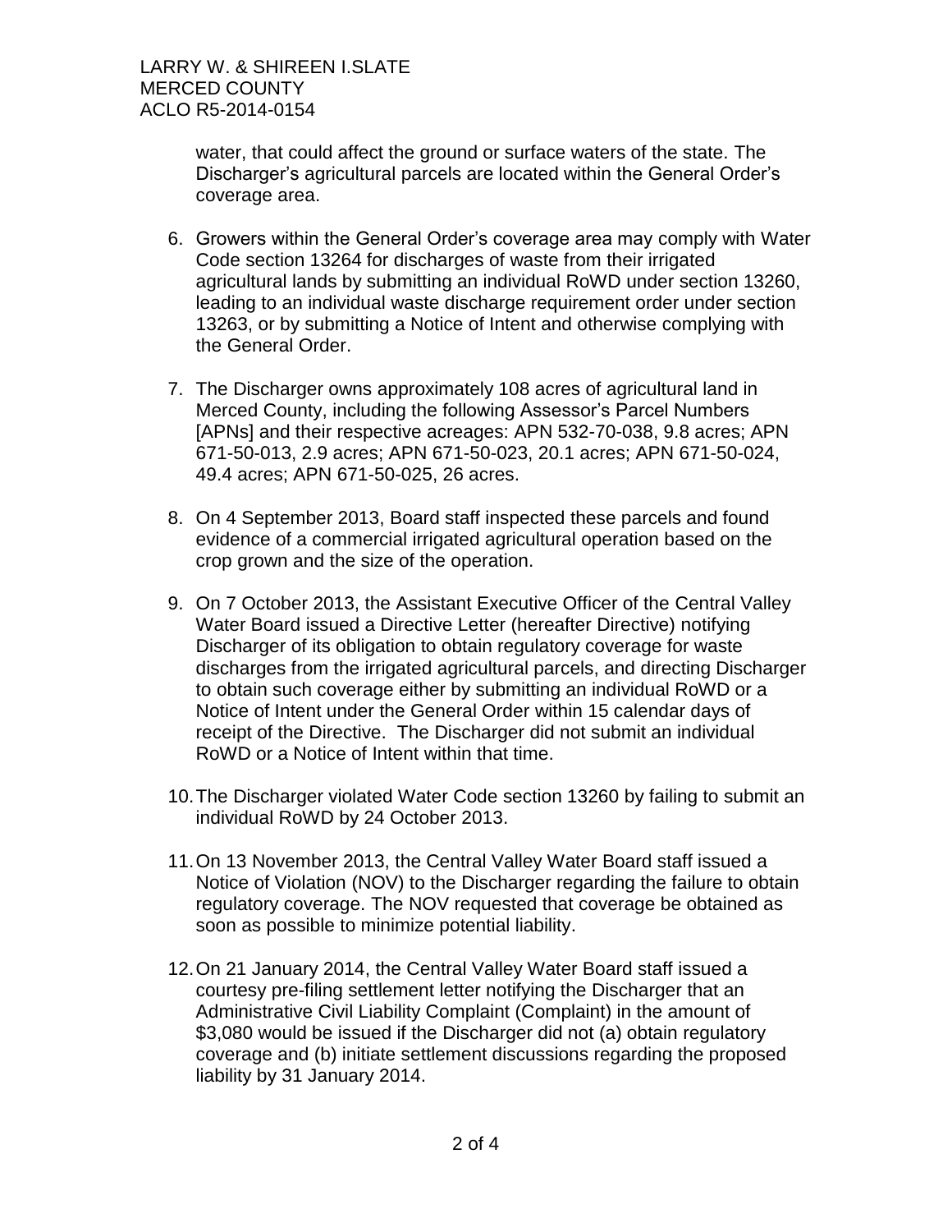water, that could affect the ground or surface waters of the state. The Discharger's agricultural parcels are located within the General Order's coverage area.

6. Growers within the General Order's coverage area may comply with Water Code section 13264 for discharges of waste from their irrigated agricultural lands by submitting an individual RoWD under section 13260, leading to an individual waste discharge requirement order under section 13263, or by submitting a Notice of Intent and otherwise complying with the General Order.

7. The Discharger owns approximately 108 acres of agricultural land in Merced County, including the following Assessor's Parcel Numbers [APNs] and their respective acreages: APN 532-70-038, 9.8 acres; APN 671-50-013, 2.9 acres; APN 671-50-023, 20.1 acres; APN 671-50-024, 49.4 acres; APN 671-50-025, 26 acres.

8. On 4 September 2013, Board staff inspected these parcels and found evidence of a commercial irrigated agricultural operation based on the crop grown and the size of the operation.

9. On 7 October 2013, the Assistant Executive Officer of the Central Valley Water Board issued a Directive Letter (hereafter Directive) notifying Discharger of its obligation to obtain regulatory coverage for waste discharges from the irrigated agricultural parcels, and directing Discharger to obtain such coverage either by submitting an individual RoWD or a Notice of Intent under the General Order within 15 calendar days of receipt of the Directive. The Discharger did not submit an individual RoWD or a Notice of Intent within that time.

10. The Discharger violated Water Code section 13260 by failing to submit an individual RoWD by 24 October 2013.

11. On 13 November 2013, the Central Valley Water Board staff issued a Notice of Violation (NOV) to the Discharger regarding the failure to obtain regulatory coverage. The NOV requested that coverage be obtained as soon as possible to minimize potential liability.

12. On 21 January 2014, the Central Valley Water Board staff issued a courtesy pre-filing settlement letter notifying the Discharger that an Administrative Civil Liability Complaint (Complaint) in the amount of $3,080 would be issued if the Discharger did not (a) obtain regulatory coverage and (b) initiate settlement discussions regarding the proposed liability by 31 January 2014.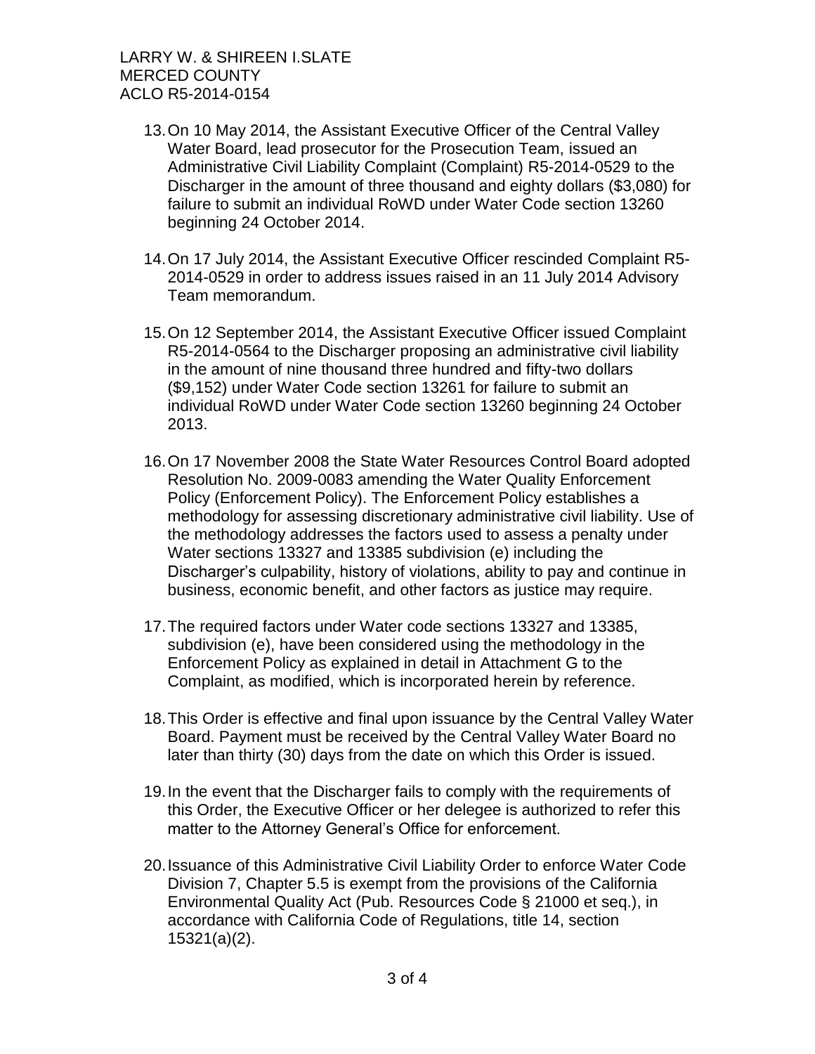13. On 10 May 2014, the Assistant Executive Officer of the Central Valley Water Board, lead prosecutor for the Prosecution Team, issued an Administrative Civil Liability Complaint (Complaint) R5-2014-0529 to the Discharger in the amount of three thousand and eighty dollars ($3,080) for failure to submit an individual RoWD under Water Code section 13260 beginning 24 October 2014.

14. On 17 July 2014, the Assistant Executive Officer rescinded Complaint R5-2014-0529 in order to address issues raised in an 11 July 2014 Advisory Team memorandum.

15. On 12 September 2014, the Assistant Executive Officer issued Complaint R5-2014-0564 to the Discharger proposing an administrative civil liability in the amount of nine thousand three hundred and fifty-two dollars ($9,152) under Water Code section 13261 for failure to submit an individual RoWD under Water Code section 13260 beginning 24 October 2013.

16. On 17 November 2008 the State Water Resources Control Board adopted Resolution No. 2009-0083 amending the Water Quality Enforcement Policy (Enforcement Policy). The Enforcement Policy establishes a methodology for assessing discretionary administrative civil liability. Use of the methodology addresses the factors used to assess a penalty under Water sections 13327 and 13385 subdivision (e) including the Discharger's culpability, history of violations, ability to pay and continue in business, economic benefit, and other factors as justice may require.

17. The required factors under Water code sections 13327 and 13385, subdivision (e), have been considered using the methodology in the Enforcement Policy as explained in detail in Attachment G to the Complaint, as modified, which is incorporated herein by reference.

18. This Order is effective and final upon issuance by the Central Valley Water Board. Payment must be received by the Central Valley Water Board no later than thirty (30) days from the date on which this Order is issued.

19. In the event that the Discharger fails to comply with the requirements of this Order, the Executive Officer or her delegee is authorized to refer this matter to the Attorney General's Office for enforcement.

20. Issuance of this Administrative Civil Liability Order to enforce Water Code Division 7, Chapter 5.5 is exempt from the provisions of the California Environmental Quality Act (Pub. Resources Code § 21000 et seq.), in accordance with California Code of Regulations, title 14, section 15321(a)(2).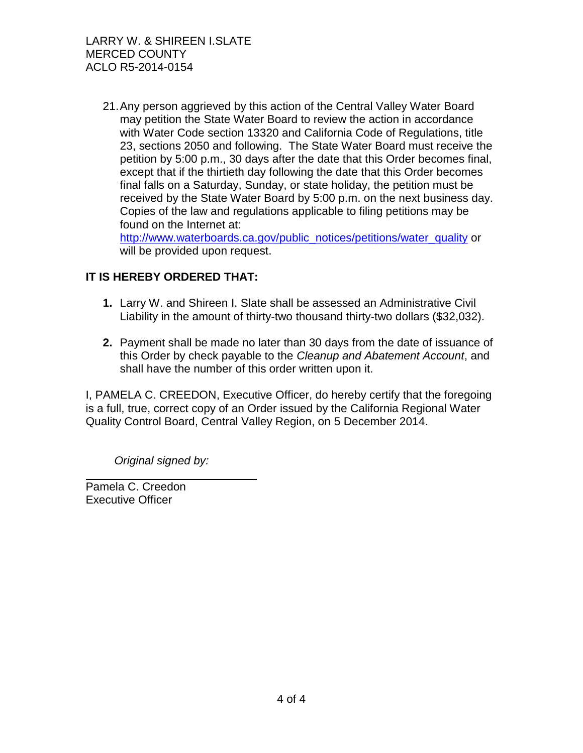21. Any person aggrieved by this action of the Central Valley Water Board may petition the State Water Board to review the action in accordance with Water Code section 13320 and California Code of Regulations, title 23, sections 2050 and following. The State Water Board must receive the petition by 5:00 p.m., 30 days after the date that this Order becomes final, except that if the thirtieth day following the date that this Order becomes final falls on a Saturday, Sunday, or state holiday, the petition must be received by the State Water Board by 5:00 p.m. on the next business day. Copies of the law and regulations applicable to filing petitions may be found on the Internet at: [http://www.waterboards.ca.gov/public_notices/petitions/water_quality](http://www.waterboards.ca.gov/public_notices/petitions/water_quality) or will be provided upon request.

**IT IS HEREBY ORDERED THAT:**

1. Larry W. and Shireen I. Slate shall be assessed an Administrative Civil Liability in the amount of thirty-two thousand thirty-two dollars ($32,032).

2. Payment shall be made no later than 30 days from the date of issuance of this Order by check payable to the *Cleanup and Abatement Account*, and shall have the number of this order written upon it.

I, PAMELA C. CREEDON, Executive Officer, do hereby certify that the foregoing is a full, true, correct copy of an Order issued by the California Regional Water Quality Control Board, Central Valley Region, on 5 December 2014.

*Original signed by:*

Pamela C. Creedon
Executive Officer